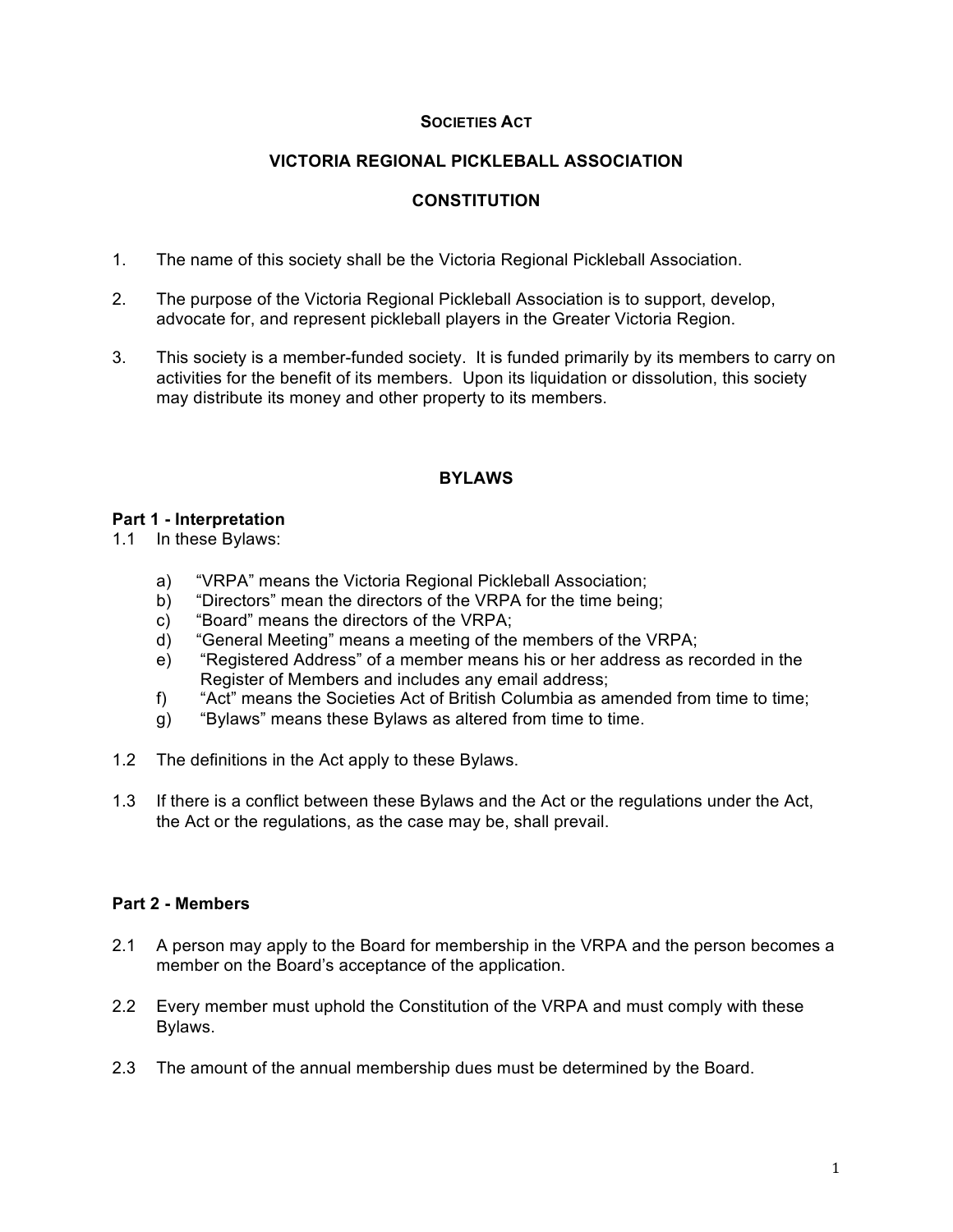**SOCIETIES ACT**

# VICTORIA REGIONAL PICKLEBALL ASSOCIATION

## CONSTITUTION

1. The name of this society shall be the Victoria Regional Pickleball Association.

2. The purpose of the Victoria Regional Pickleball Association is to support, develop, advocate for, and represent pickleball players in the Greater Victoria Region.

3. This society is a member-funded society. It is funded primarily by its members to carry on activities for the benefit of its members. Upon its liquidation or dissolution, this society may distribute its money and other property to its members.

## BYLAWS

### Part 1 - Interpretation

1.1 In these Bylaws:

   a) "VRPA" means the Victoria Regional Pickleball Association;
   b) "Directors" mean the directors of the VRPA for the time being;
   c) "Board" means the directors of the VRPA;
   d) "General Meeting" means a meeting of the members of the VRPA;
   e) "Registered Address" of a member means his or her address as recorded in the Register of Members and includes any email address;
   f) "Act" means the Societies Act of British Columbia as amended from time to time;
   g) "Bylaws" means these Bylaws as altered from time to time.

1.2 The definitions in the Act apply to these Bylaws.

1.3 If there is a conflict between these Bylaws and the Act or the regulations under the Act, the Act or the regulations, as the case may be, shall prevail.

### Part 2 - Members

2.1 A person may apply to the Board for membership in the VRPA and the person becomes a member on the Board's acceptance of the application.

2.2 Every member must uphold the Constitution of the VRPA and must comply with these Bylaws.

2.3 The amount of the annual membership dues must be determined by the Board.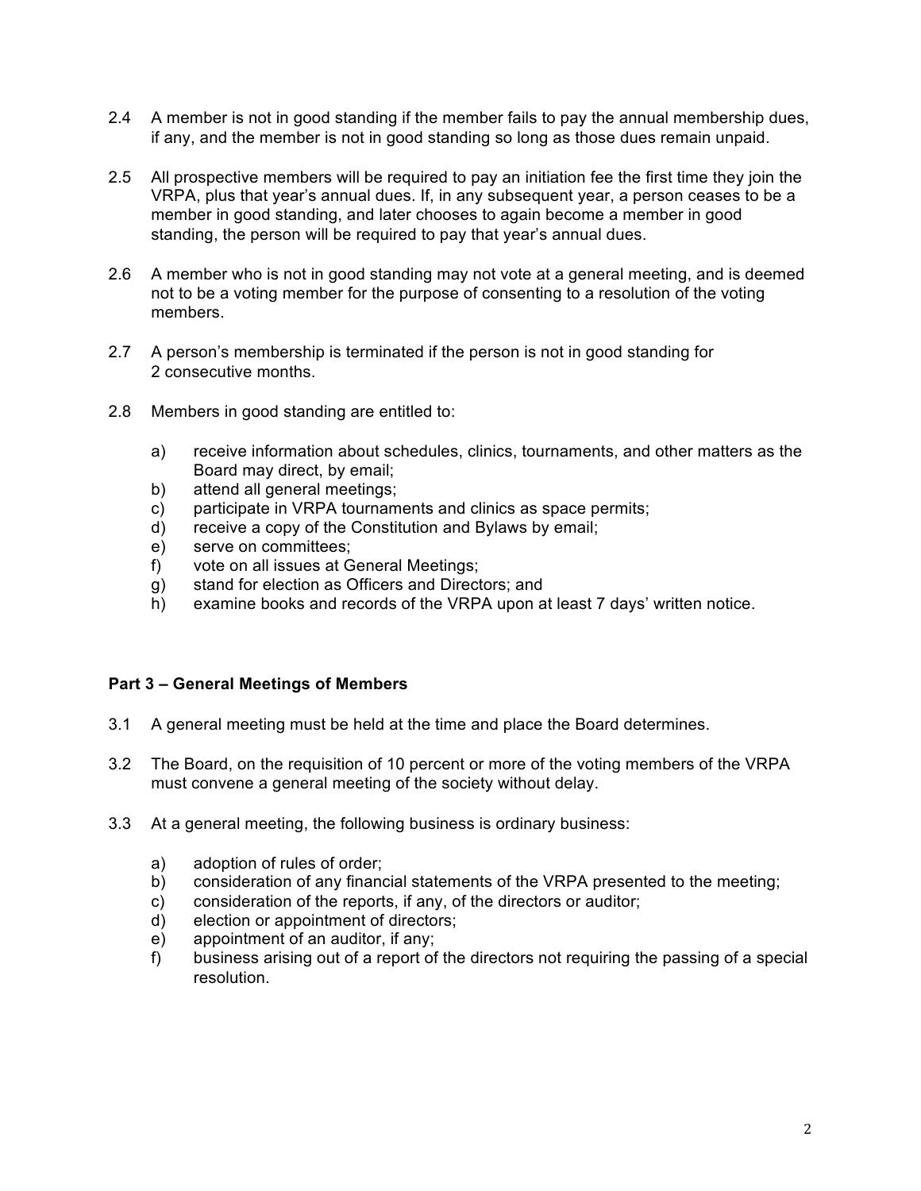2.4 A member is not in good standing if the member fails to pay the annual membership dues, if any, and the member is not in good standing so long as those dues remain unpaid.

2.5 All prospective members will be required to pay an initiation fee the first time they join the VRPA, plus that year's annual dues. If, in any subsequent year, a person ceases to be a member in good standing, and later chooses to again become a member in good standing, the person will be required to pay that year's annual dues.

2.6 A member who is not in good standing may not vote at a general meeting, and is deemed not to be a voting member for the purpose of consenting to a resolution of the voting members.

2.7 A person's membership is terminated if the person is not in good standing for 2 consecutive months.

2.8 Members in good standing are entitled to:

a) receive information about schedules, clinics, tournaments, and other matters as the Board may direct, by email;
b) attend all general meetings;
c) participate in VRPA tournaments and clinics as space permits;
d) receive a copy of the Constitution and Bylaws by email;
e) serve on committees;
f) vote on all issues at General Meetings;
g) stand for election as Officers and Directors; and
h) examine books and records of the VRPA upon at least 7 days' written notice.

**Part 3 – General Meetings of Members**

3.1 A general meeting must be held at the time and place the Board determines.

3.2 The Board, on the requisition of 10 percent or more of the voting members of the VRPA must convene a general meeting of the society without delay.

3.3 At a general meeting, the following business is ordinary business:

a) adoption of rules of order;
b) consideration of any financial statements of the VRPA presented to the meeting;
c) consideration of the reports, if any, of the directors or auditor;
d) election or appointment of directors;
e) appointment of an auditor, if any;
f) business arising out of a report of the directors not requiring the passing of a special resolution.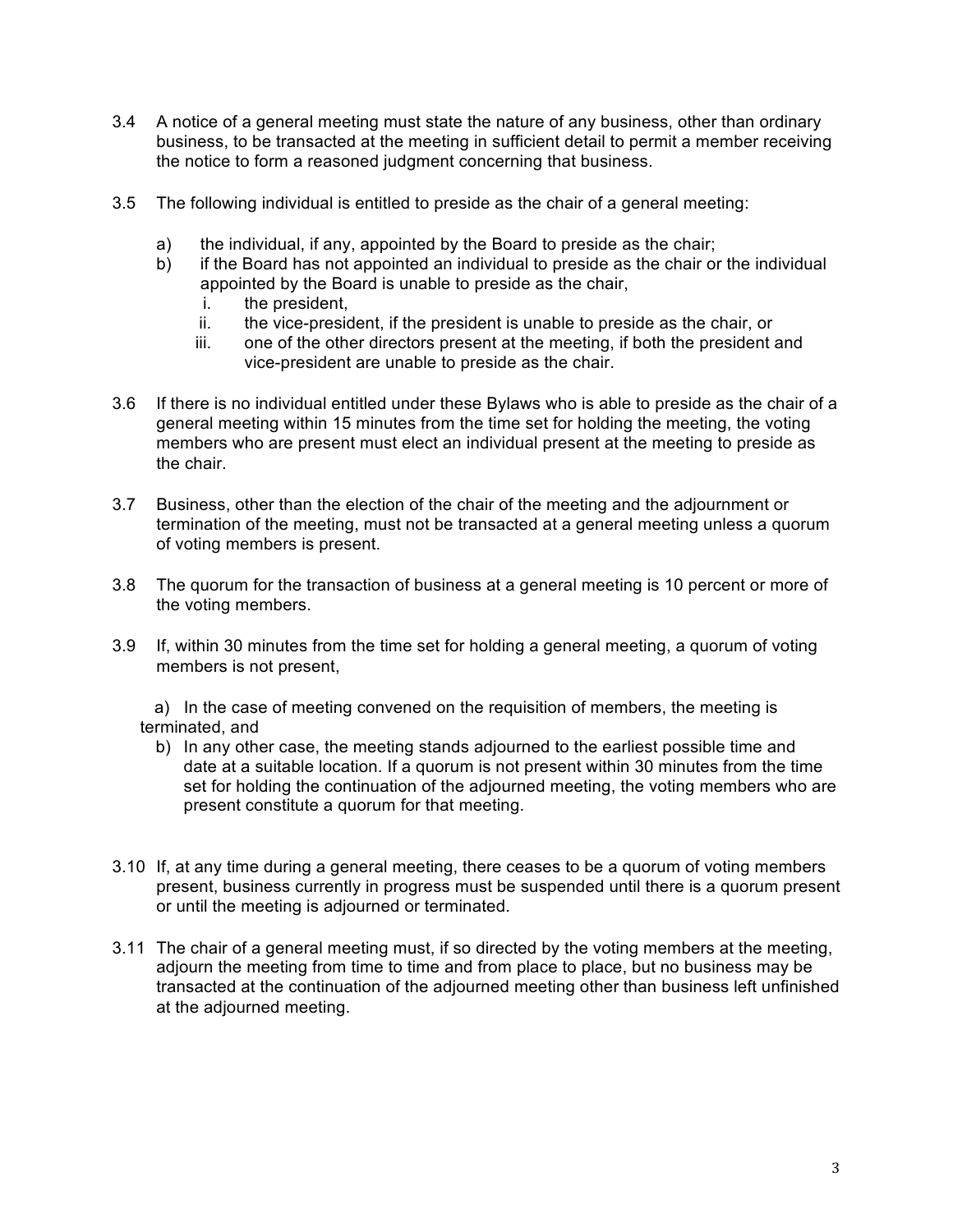3.4 A notice of a general meeting must state the nature of any business, other than ordinary business, to be transacted at the meeting in sufficient detail to permit a member receiving the notice to form a reasoned judgment concerning that business.

3.5 The following individual is entitled to preside as the chair of a general meeting:

- a) the individual, if any, appointed by the Board to preside as the chair;
- b) if the Board has not appointed an individual to preside as the chair or the individual appointed by the Board is unable to preside as the chair,
  - i. the president,
  - ii. the vice-president, if the president is unable to preside as the chair, or
  - iii. one of the other directors present at the meeting, if both the president and vice-president are unable to preside as the chair.

3.6 If there is no individual entitled under these Bylaws who is able to preside as the chair of a general meeting within 15 minutes from the time set for holding the meeting, the voting members who are present must elect an individual present at the meeting to preside as the chair.

3.7 Business, other than the election of the chair of the meeting and the adjournment or termination of the meeting, must not be transacted at a general meeting unless a quorum of voting members is present.

3.8 The quorum for the transaction of business at a general meeting is 10 percent or more of the voting members.

3.9 If, within 30 minutes from the time set for holding a general meeting, a quorum of voting members is not present,

- a) In the case of meeting convened on the requisition of members, the meeting is terminated, and
- b) In any other case, the meeting stands adjourned to the earliest possible time and date at a suitable location. If a quorum is not present within 30 minutes from the time set for holding the continuation of the adjourned meeting, the voting members who are present constitute a quorum for that meeting.

3.10 If, at any time during a general meeting, there ceases to be a quorum of voting members present, business currently in progress must be suspended until there is a quorum present or until the meeting is adjourned or terminated.

3.11 The chair of a general meeting must, if so directed by the voting members at the meeting, adjourn the meeting from time to time and from place to place, but no business may be transacted at the continuation of the adjourned meeting other than business left unfinished at the adjourned meeting.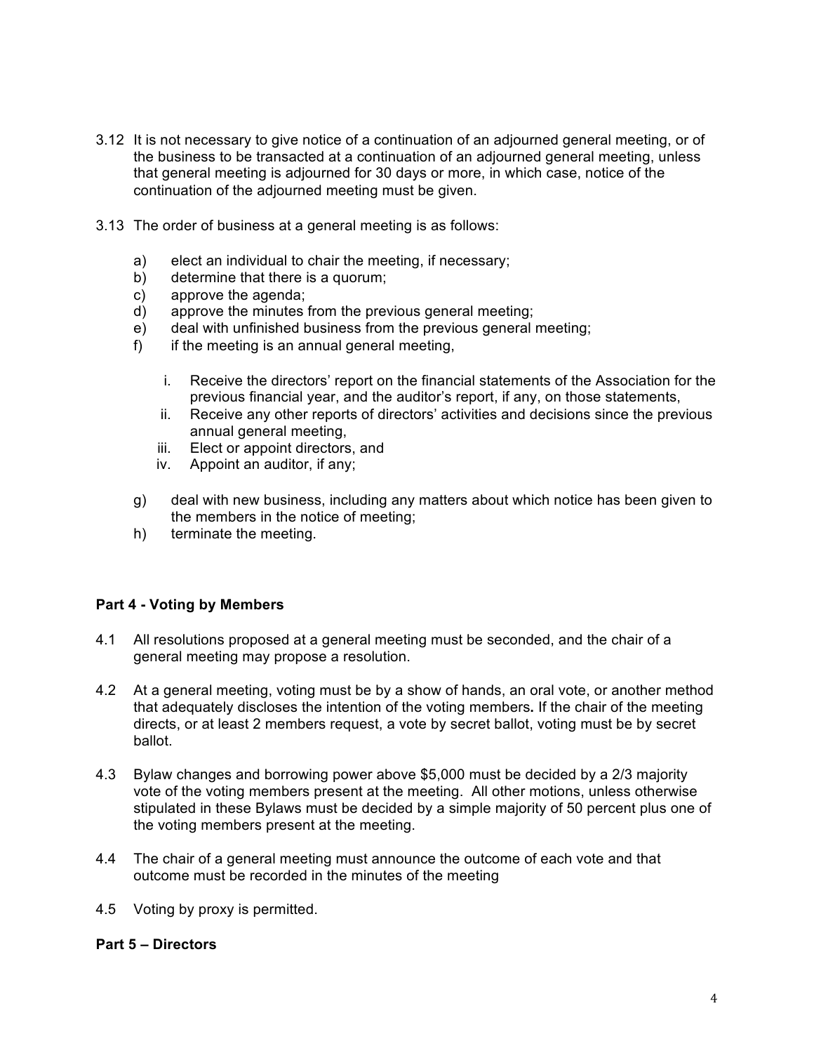3.12 It is not necessary to give notice of a continuation of an adjourned general meeting, or of the business to be transacted at a continuation of an adjourned general meeting, unless that general meeting is adjourned for 30 days or more, in which case, notice of the continuation of the adjourned meeting must be given.

3.13 The order of business at a general meeting is as follows:

a) elect an individual to chair the meeting, if necessary;
b) determine that there is a quorum;
c) approve the agenda;
d) approve the minutes from the previous general meeting;
e) deal with unfinished business from the previous general meeting;
f) if the meeting is an annual general meeting,

   i. Receive the directors' report on the financial statements of the Association for the previous financial year, and the auditor's report, if any, on those statements,
   ii. Receive any other reports of directors' activities and decisions since the previous annual general meeting,
   iii. Elect or appoint directors, and
   iv. Appoint an auditor, if any;

g) deal with new business, including any matters about which notice has been given to the members in the notice of meeting;
h) terminate the meeting.

**Part 4 - Voting by Members**

4.1 All resolutions proposed at a general meeting must be seconded, and the chair of a general meeting may propose a resolution.

4.2 At a general meeting, voting must be by a show of hands, an oral vote, or another method that adequately discloses the intention of the voting members**.** If the chair of the meeting directs, or at least 2 members request, a vote by secret ballot, voting must be by secret ballot.

4.3 Bylaw changes and borrowing power above $5,000 must be decided by a 2/3 majority vote of the voting members present at the meeting. All other motions, unless otherwise stipulated in these Bylaws must be decided by a simple majority of 50 percent plus one of the voting members present at the meeting.

4.4 The chair of a general meeting must announce the outcome of each vote and that outcome must be recorded in the minutes of the meeting

4.5 Voting by proxy is permitted.

**Part 5 – Directors**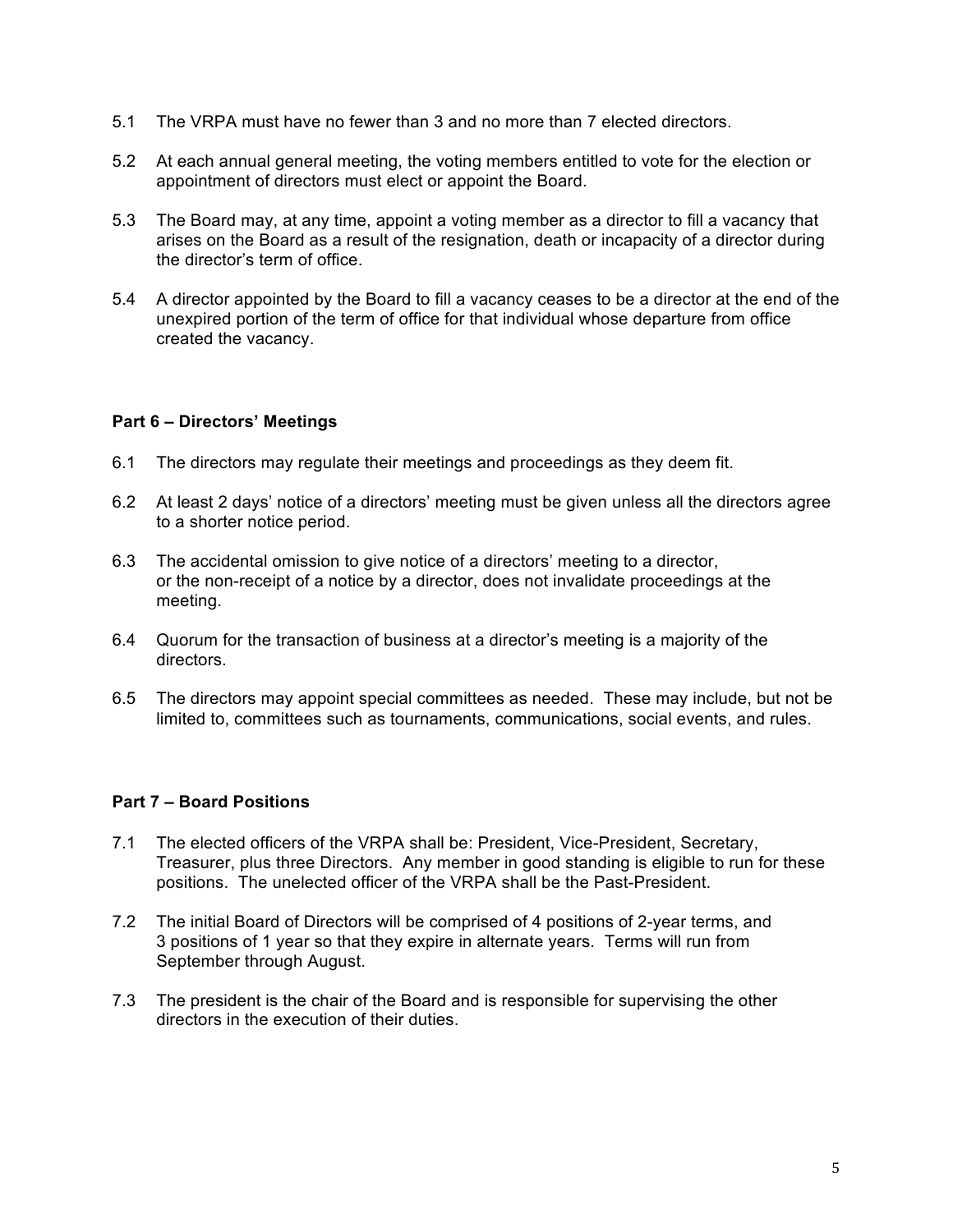5.1 The VRPA must have no fewer than 3 and no more than 7 elected directors.

5.2 At each annual general meeting, the voting members entitled to vote for the election or appointment of directors must elect or appoint the Board.

5.3 The Board may, at any time, appoint a voting member as a director to fill a vacancy that arises on the Board as a result of the resignation, death or incapacity of a director during the director's term of office.

5.4 A director appointed by the Board to fill a vacancy ceases to be a director at the end of the unexpired portion of the term of office for that individual whose departure from office created the vacancy.

**Part 6 – Directors' Meetings**

6.1 The directors may regulate their meetings and proceedings as they deem fit.

6.2 At least 2 days' notice of a directors' meeting must be given unless all the directors agree to a shorter notice period.

6.3 The accidental omission to give notice of a directors' meeting to a director, or the non-receipt of a notice by a director, does not invalidate proceedings at the meeting.

6.4 Quorum for the transaction of business at a director's meeting is a majority of the directors.

6.5 The directors may appoint special committees as needed. These may include, but not be limited to, committees such as tournaments, communications, social events, and rules.

**Part 7 – Board Positions**

7.1 The elected officers of the VRPA shall be: President, Vice-President, Secretary, Treasurer, plus three Directors. Any member in good standing is eligible to run for these positions. The unelected officer of the VRPA shall be the Past-President.

7.2 The initial Board of Directors will be comprised of 4 positions of 2-year terms, and 3 positions of 1 year so that they expire in alternate years. Terms will run from September through August.

7.3 The president is the chair of the Board and is responsible for supervising the other directors in the execution of their duties.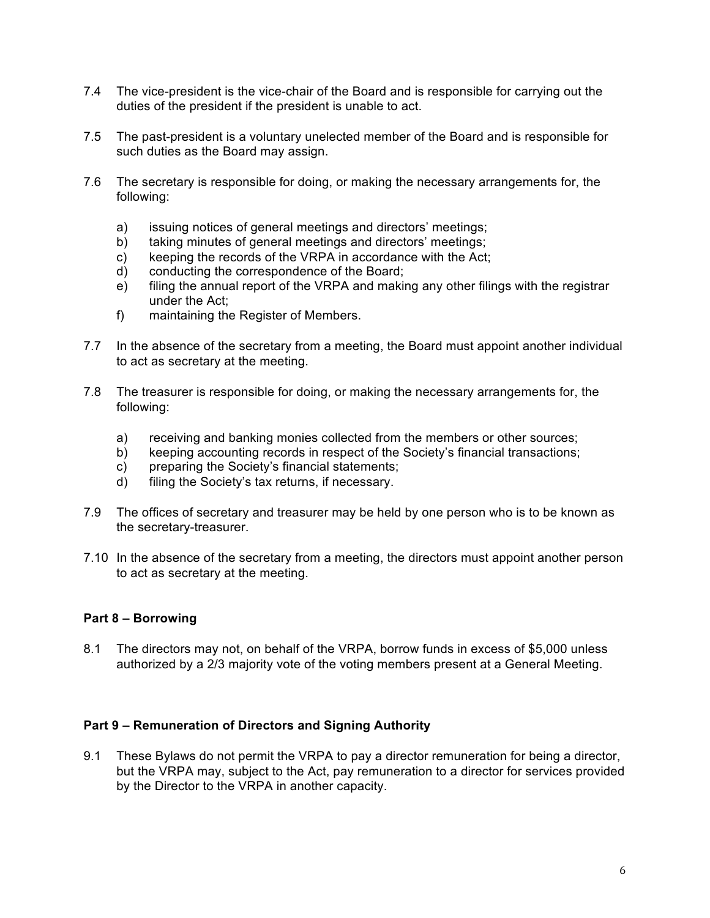7.4 The vice-president is the vice-chair of the Board and is responsible for carrying out the duties of the president if the president is unable to act.

7.5 The past-president is a voluntary unelected member of the Board and is responsible for such duties as the Board may assign.

7.6 The secretary is responsible for doing, or making the necessary arrangements for, the following:

- a) issuing notices of general meetings and directors' meetings;
- b) taking minutes of general meetings and directors' meetings;
- c) keeping the records of the VRPA in accordance with the Act;
- d) conducting the correspondence of the Board;
- e) filing the annual report of the VRPA and making any other filings with the registrar under the Act;
- f) maintaining the Register of Members.

7.7 In the absence of the secretary from a meeting, the Board must appoint another individual to act as secretary at the meeting.

7.8 The treasurer is responsible for doing, or making the necessary arrangements for, the following:

- a) receiving and banking monies collected from the members or other sources;
- b) keeping accounting records in respect of the Society's financial transactions;
- c) preparing the Society's financial statements;
- d) filing the Society's tax returns, if necessary.

7.9 The offices of secretary and treasurer may be held by one person who is to be known as the secretary-treasurer.

7.10 In the absence of the secretary from a meeting, the directors must appoint another person to act as secretary at the meeting.

**Part 8 – Borrowing**

8.1 The directors may not, on behalf of the VRPA, borrow funds in excess of $5,000 unless authorized by a 2/3 majority vote of the voting members present at a General Meeting.

**Part 9 – Remuneration of Directors and Signing Authority**

9.1 These Bylaws do not permit the VRPA to pay a director remuneration for being a director, but the VRPA may, subject to the Act, pay remuneration to a director for services provided by the Director to the VRPA in another capacity.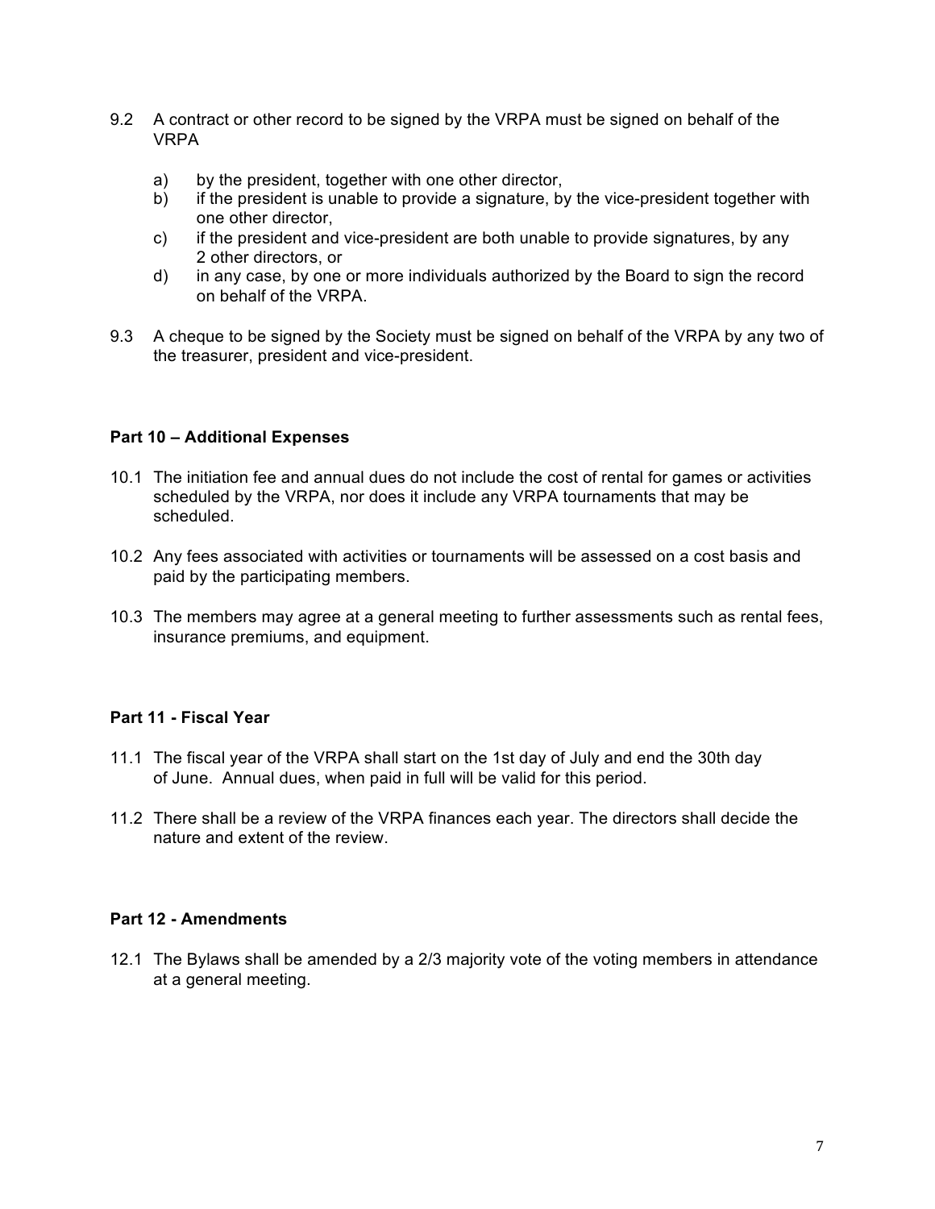9.2 A contract or other record to be signed by the VRPA must be signed on behalf of the VRPA

a) by the president, together with one other director,
b) if the president is unable to provide a signature, by the vice-president together with one other director,
c) if the president and vice-president are both unable to provide signatures, by any 2 other directors, or
d) in any case, by one or more individuals authorized by the Board to sign the record on behalf of the VRPA.

9.3 A cheque to be signed by the Society must be signed on behalf of the VRPA by any two of the treasurer, president and vice-president.

## Part 10 – Additional Expenses

10.1 The initiation fee and annual dues do not include the cost of rental for games or activities scheduled by the VRPA, nor does it include any VRPA tournaments that may be scheduled.

10.2 Any fees associated with activities or tournaments will be assessed on a cost basis and paid by the participating members.

10.3 The members may agree at a general meeting to further assessments such as rental fees, insurance premiums, and equipment.

## Part 11 - Fiscal Year

11.1 The fiscal year of the VRPA shall start on the 1st day of July and end the 30th day of June. Annual dues, when paid in full will be valid for this period.

11.2 There shall be a review of the VRPA finances each year. The directors shall decide the nature and extent of the review.

## Part 12 - Amendments

12.1 The Bylaws shall be amended by a 2/3 majority vote of the voting members in attendance at a general meeting.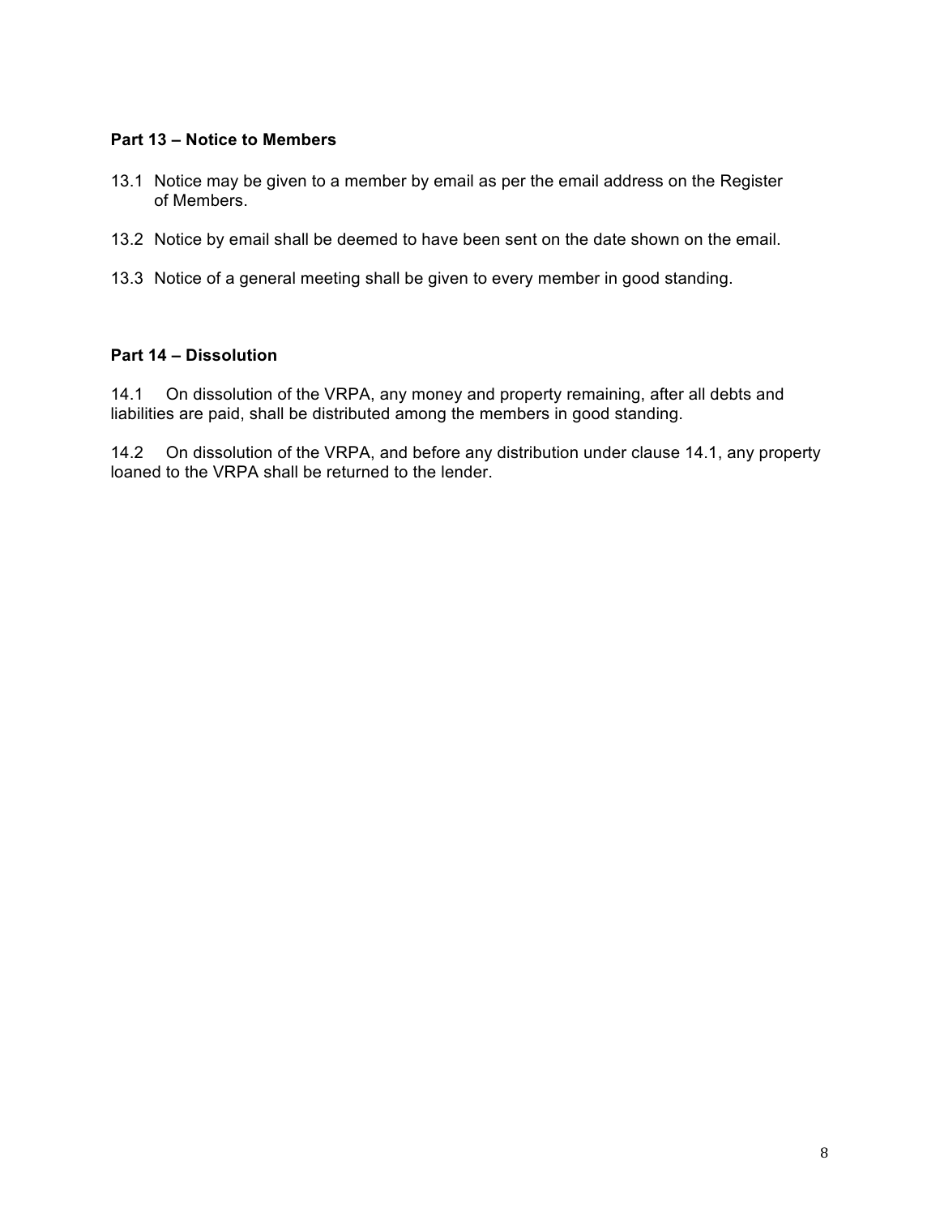**Part 13 – Notice to Members**

13.1 Notice may be given to a member by email as per the email address on the Register of Members.

13.2 Notice by email shall be deemed to have been sent on the date shown on the email.

13.3 Notice of a general meeting shall be given to every member in good standing.

**Part 14 – Dissolution**

14.1 On dissolution of the VRPA, any money and property remaining, after all debts and liabilities are paid, shall be distributed among the members in good standing.

14.2 On dissolution of the VRPA, and before any distribution under clause 14.1, any property loaned to the VRPA shall be returned to the lender.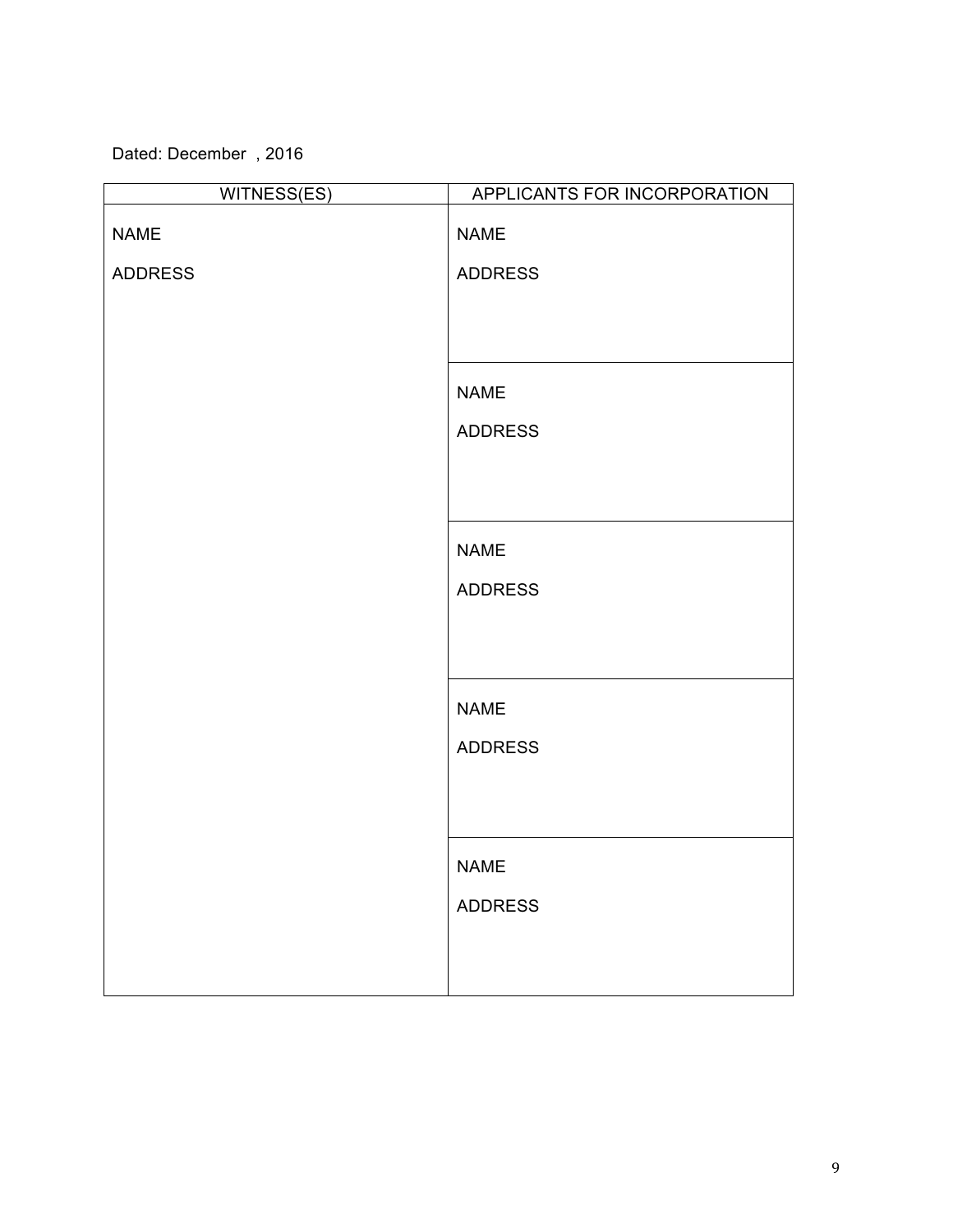Dated: December , 2016

| WITNESS(ES) | APPLICANTS FOR INCORPORATION |
| --- | --- |
| NAME<br><br>ADDRESS | NAME<br><br>ADDRESS |
| | NAME<br><br>ADDRESS |
| | NAME<br><br>ADDRESS |
| | NAME<br><br>ADDRESS |
| | NAME<br><br>ADDRESS |